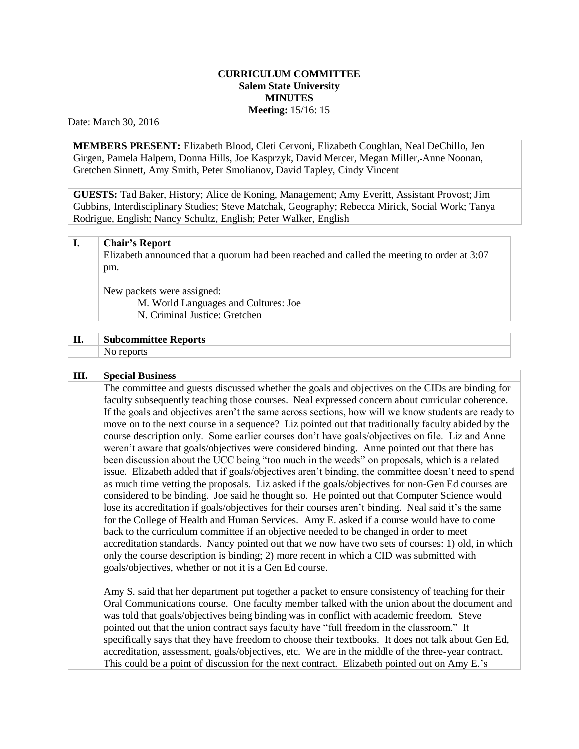**CURRICULUM COMMITTEE**
**Salem State University**
**MINUTES**
**Meeting:** 15/16: 15

Date: March 30, 2016

**MEMBERS PRESENT:** Elizabeth Blood, Cleti Cervoni, Elizabeth Coughlan, Neal DeChillo, Jen Girgen, Pamela Halpern, Donna Hills, Joe Kasprzyk, David Mercer, Megan Miller, Anne Noonan, Gretchen Sinnett, Amy Smith, Peter Smolianov, David Tapley, Cindy Vincent

**GUESTS:** Tad Baker, History; Alice de Koning, Management; Amy Everitt, Assistant Provost; Jim Gubbins, Interdisciplinary Studies; Steve Matchak, Geography; Rebecca Mirick, Social Work; Tanya Rodrigue, English; Nancy Schultz, English; Peter Walker, English

## I. Chair's Report

Elizabeth announced that a quorum had been reached and called the meeting to order at 3:07 pm.

New packets were assigned:

- M. World Languages and Cultures: Joe
- N. Criminal Justice: Gretchen

## II. Subcommittee Reports

No reports

## III. Special Business

The committee and guests discussed whether the goals and objectives on the CIDs are binding for faculty subsequently teaching those courses. Neal expressed concern about curricular coherence. If the goals and objectives aren't the same across sections, how will we know students are ready to move on to the next course in a sequence? Liz pointed out that traditionally faculty abided by the course description only. Some earlier courses don't have goals/objectives on file. Liz and Anne weren't aware that goals/objectives were considered binding. Anne pointed out that there has been discussion about the UCC being "too much in the weeds" on proposals, which is a related issue. Elizabeth added that if goals/objectives aren't binding, the committee doesn't need to spend as much time vetting the proposals. Liz asked if the goals/objectives for non-Gen Ed courses are considered to be binding. Joe said he thought so. He pointed out that Computer Science would lose its accreditation if goals/objectives for their courses aren't binding. Neal said it's the same for the College of Health and Human Services. Amy E. asked if a course would have to come back to the curriculum committee if an objective needed to be changed in order to meet accreditation standards. Nancy pointed out that we now have two sets of courses: 1) old, in which only the course description is binding; 2) more recent in which a CID was submitted with goals/objectives, whether or not it is a Gen Ed course.

Amy S. said that her department put together a packet to ensure consistency of teaching for their Oral Communications course. One faculty member talked with the union about the document and was told that goals/objectives being binding was in conflict with academic freedom. Steve pointed out that the union contract says faculty have "full freedom in the classroom." It specifically says that they have freedom to choose their textbooks. It does not talk about Gen Ed, accreditation, assessment, goals/objectives, etc. We are in the middle of the three-year contract. This could be a point of discussion for the next contract. Elizabeth pointed out on Amy E.'s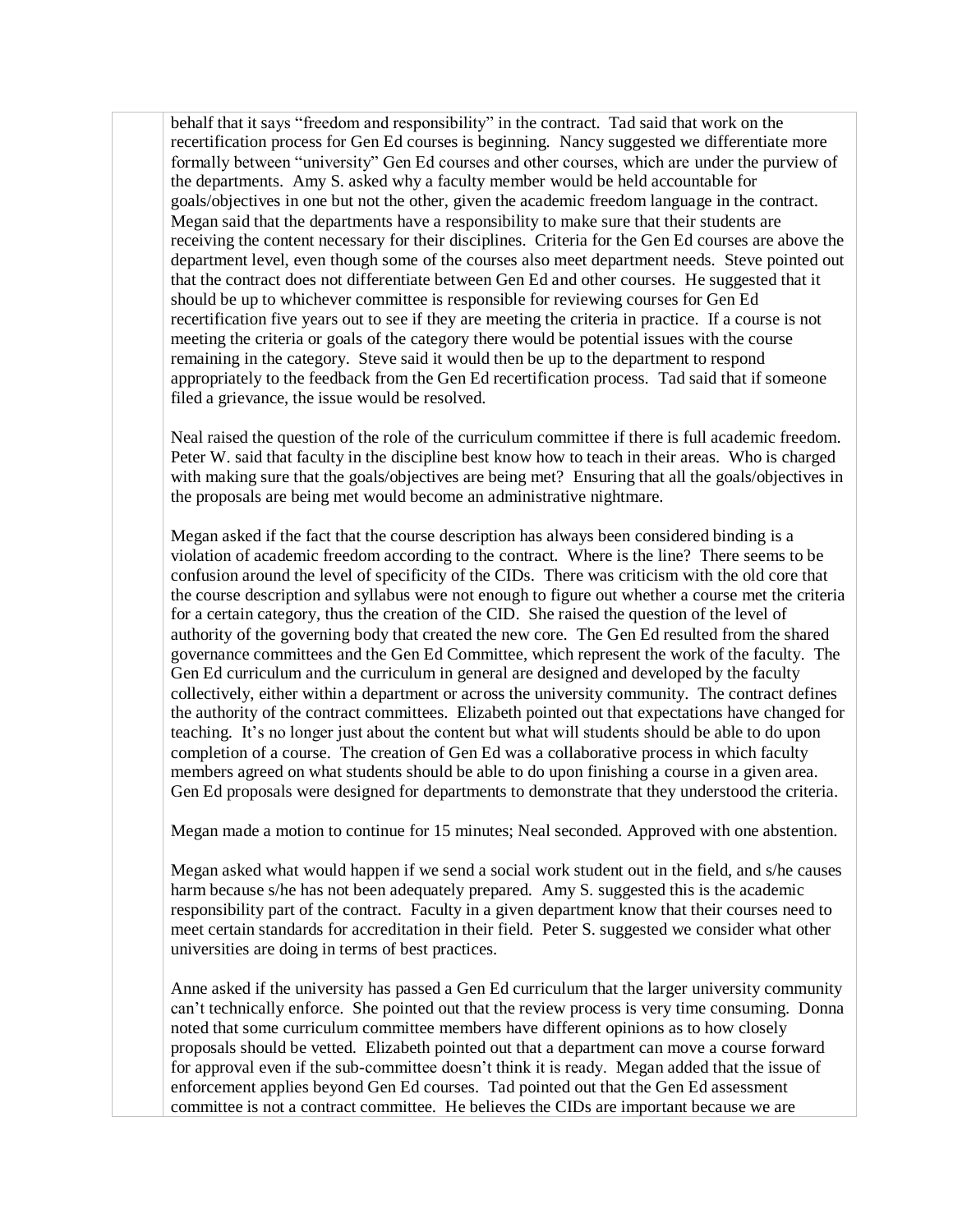behalf that it says "freedom and responsibility" in the contract. Tad said that work on the recertification process for Gen Ed courses is beginning. Nancy suggested we differentiate more formally between "university" Gen Ed courses and other courses, which are under the purview of the departments. Amy S. asked why a faculty member would be held accountable for goals/objectives in one but not the other, given the academic freedom language in the contract. Megan said that the departments have a responsibility to make sure that their students are receiving the content necessary for their disciplines. Criteria for the Gen Ed courses are above the department level, even though some of the courses also meet department needs. Steve pointed out that the contract does not differentiate between Gen Ed and other courses. He suggested that it should be up to whichever committee is responsible for reviewing courses for Gen Ed recertification five years out to see if they are meeting the criteria in practice. If a course is not meeting the criteria or goals of the category there would be potential issues with the course remaining in the category. Steve said it would then be up to the department to respond appropriately to the feedback from the Gen Ed recertification process. Tad said that if someone filed a grievance, the issue would be resolved.

Neal raised the question of the role of the curriculum committee if there is full academic freedom. Peter W. said that faculty in the discipline best know how to teach in their areas. Who is charged with making sure that the goals/objectives are being met? Ensuring that all the goals/objectives in the proposals are being met would become an administrative nightmare.

Megan asked if the fact that the course description has always been considered binding is a violation of academic freedom according to the contract. Where is the line? There seems to be confusion around the level of specificity of the CIDs. There was criticism with the old core that the course description and syllabus were not enough to figure out whether a course met the criteria for a certain category, thus the creation of the CID. She raised the question of the level of authority of the governing body that created the new core. The Gen Ed resulted from the shared governance committees and the Gen Ed Committee, which represent the work of the faculty. The Gen Ed curriculum and the curriculum in general are designed and developed by the faculty collectively, either within a department or across the university community. The contract defines the authority of the contract committees. Elizabeth pointed out that expectations have changed for teaching. It's no longer just about the content but what will students should be able to do upon completion of a course. The creation of Gen Ed was a collaborative process in which faculty members agreed on what students should be able to do upon finishing a course in a given area. Gen Ed proposals were designed for departments to demonstrate that they understood the criteria.

Megan made a motion to continue for 15 minutes; Neal seconded. Approved with one abstention.

Megan asked what would happen if we send a social work student out in the field, and s/he causes harm because s/he has not been adequately prepared. Amy S. suggested this is the academic responsibility part of the contract. Faculty in a given department know that their courses need to meet certain standards for accreditation in their field. Peter S. suggested we consider what other universities are doing in terms of best practices.

Anne asked if the university has passed a Gen Ed curriculum that the larger university community can't technically enforce. She pointed out that the review process is very time consuming. Donna noted that some curriculum committee members have different opinions as to how closely proposals should be vetted. Elizabeth pointed out that a department can move a course forward for approval even if the sub-committee doesn't think it is ready. Megan added that the issue of enforcement applies beyond Gen Ed courses. Tad pointed out that the Gen Ed assessment committee is not a contract committee. He believes the CIDs are important because we are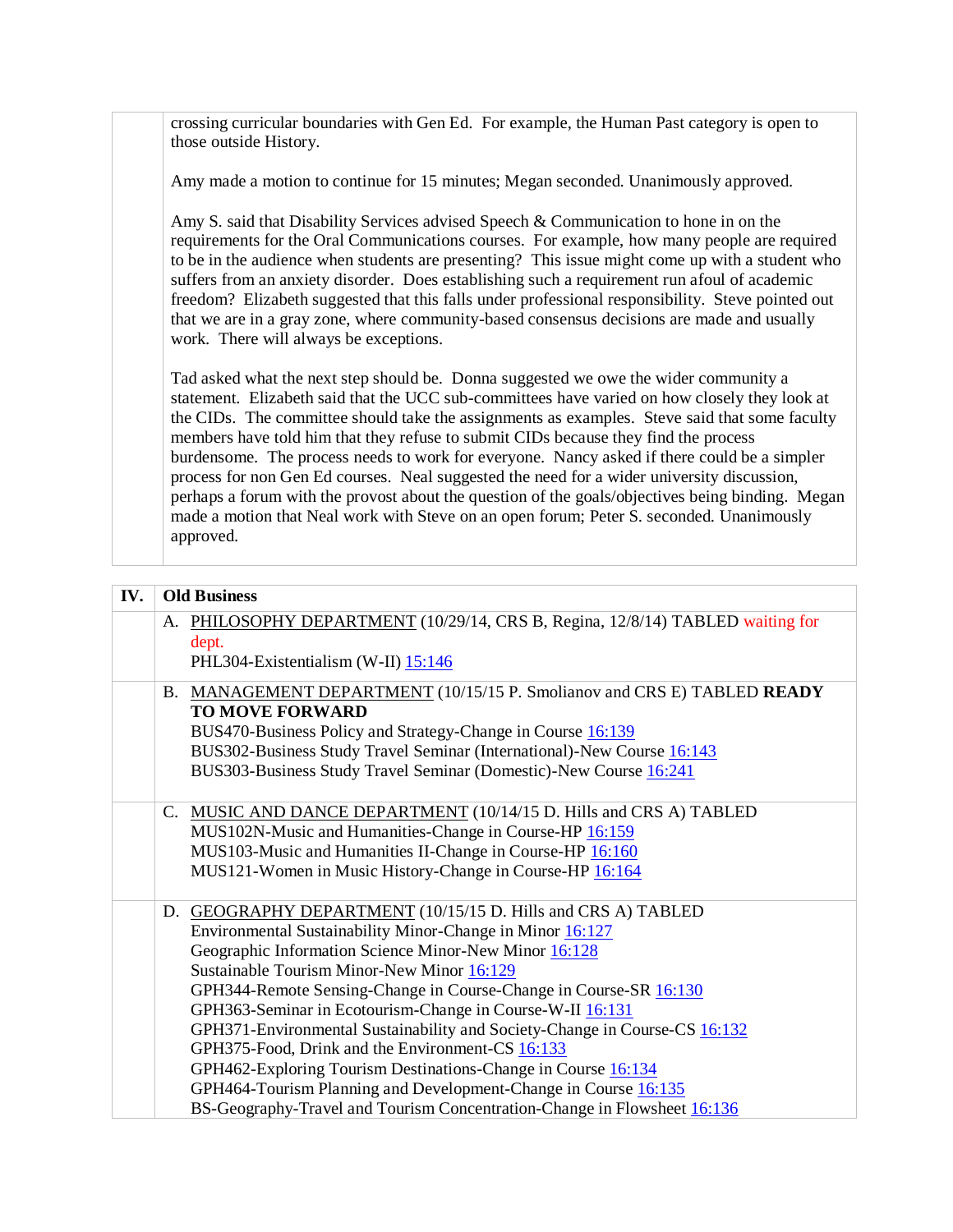crossing curricular boundaries with Gen Ed. For example, the Human Past category is open to those outside History.

Amy made a motion to continue for 15 minutes; Megan seconded. Unanimously approved.

Amy S. said that Disability Services advised Speech & Communication to hone in on the requirements for the Oral Communications courses. For example, how many people are required to be in the audience when students are presenting? This issue might come up with a student who suffers from an anxiety disorder. Does establishing such a requirement run afoul of academic freedom? Elizabeth suggested that this falls under professional responsibility. Steve pointed out that we are in a gray zone, where community-based consensus decisions are made and usually work. There will always be exceptions.

Tad asked what the next step should be. Donna suggested we owe the wider community a statement. Elizabeth said that the UCC sub-committees have varied on how closely they look at the CIDs. The committee should take the assignments as examples. Steve said that some faculty members have told him that they refuse to submit CIDs because they find the process burdensome. The process needs to work for everyone. Nancy asked if there could be a simpler process for non Gen Ed courses. Neal suggested the need for a wider university discussion, perhaps a forum with the provost about the question of the goals/objectives being binding. Megan made a motion that Neal work with Steve on an open forum; Peter S. seconded. Unanimously approved.

## IV. Old Business

A. PHILOSOPHY DEPARTMENT (10/29/14, CRS B, Regina, 12/8/14) TABLED waiting for dept.
- PHL304-Existentialism (W-II) 15:146

B. MANAGEMENT DEPARTMENT (10/15/15 P. Smolianov and CRS E) TABLED **READY TO MOVE FORWARD**
- BUS470-Business Policy and Strategy-Change in Course 16:139
- BUS302-Business Study Travel Seminar (International)-New Course 16:143
- BUS303-Business Study Travel Seminar (Domestic)-New Course 16:241

C. MUSIC AND DANCE DEPARTMENT (10/14/15 D. Hills and CRS A) TABLED
- MUS102N-Music and Humanities-Change in Course-HP 16:159
- MUS103-Music and Humanities II-Change in Course-HP 16:160
- MUS121-Women in Music History-Change in Course-HP 16:164

D. GEOGRAPHY DEPARTMENT (10/15/15 D. Hills and CRS A) TABLED
- Environmental Sustainability Minor-Change in Minor 16:127
- Geographic Information Science Minor-New Minor 16:128
- Sustainable Tourism Minor-New Minor 16:129
- GPH344-Remote Sensing-Change in Course-SR 16:130
- GPH363-Seminar in Ecotourism-Change in Course-W-II 16:131
- GPH371-Environmental Sustainability and Society-Change in Course-CS 16:132
- GPH375-Food, Drink and the Environment-CS 16:133
- GPH462-Exploring Tourism Destinations-Change in Course 16:134
- GPH464-Tourism Planning and Development-Change in Course 16:135
- BS-Geography-Travel and Tourism Concentration-Change in Flowsheet 16:136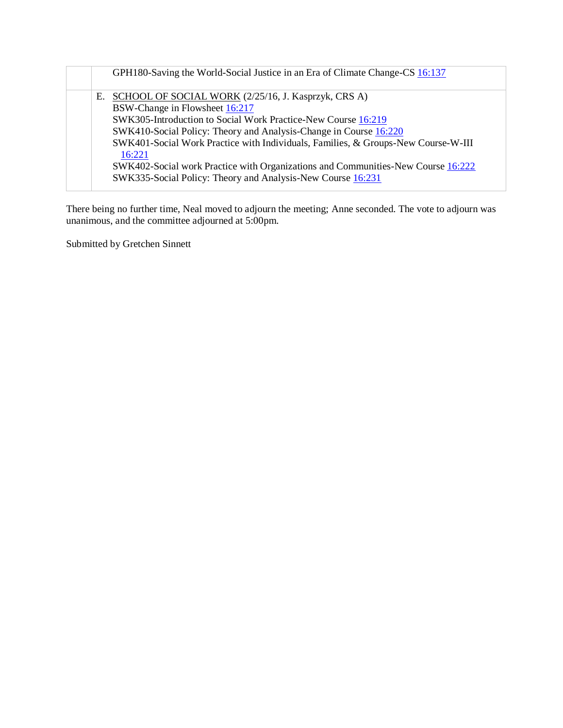| | |
|---|---|
| | GPH180-Saving the World-Social Justice in an Era of Climate Change-CS 16:137 |
| | E. SCHOOL OF SOCIAL WORK (2/25/16, J. Kasprzyk, CRS A)<br>BSW-Change in Flowsheet 16:217<br>SWK305-Introduction to Social Work Practice-New Course 16:219<br>SWK410-Social Policy: Theory and Analysis-Change in Course 16:220<br>SWK401-Social Work Practice with Individuals, Families, & Groups-New Course-W-III 16:221<br>SWK402-Social work Practice with Organizations and Communities-New Course 16:222<br>SWK335-Social Policy: Theory and Analysis-New Course 16:231 |

There being no further time, Neal moved to adjourn the meeting; Anne seconded. The vote to adjourn was unanimous, and the committee adjourned at 5:00pm.

Submitted by Gretchen Sinnett